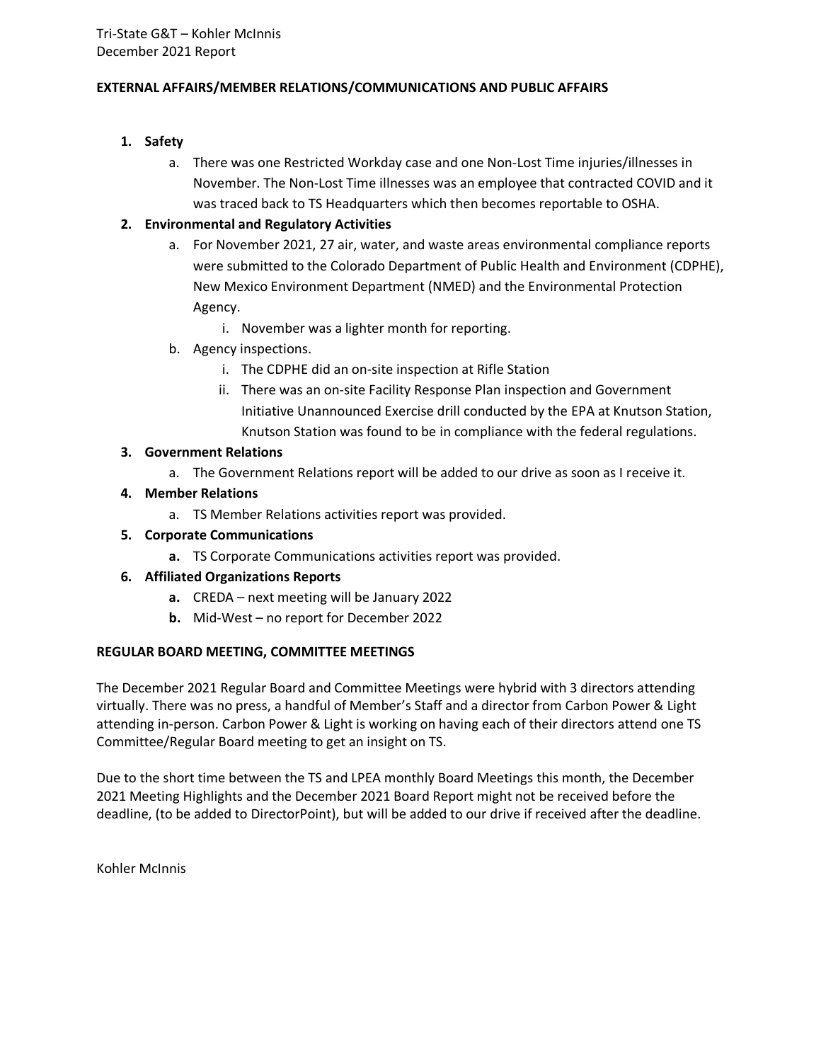Tri-State G&T – Kohler McInnis
December 2021 Report

**EXTERNAL AFFAIRS/MEMBER RELATIONS/COMMUNICATIONS AND PUBLIC AFFAIRS**

1. **Safety**
   a. There was one Restricted Workday case and one Non-Lost Time injuries/illnesses in November. The Non-Lost Time illnesses was an employee that contracted COVID and it was traced back to TS Headquarters which then becomes reportable to OSHA.
2. **Environmental and Regulatory Activities**
   a. For November 2021, 27 air, water, and waste areas environmental compliance reports were submitted to the Colorado Department of Public Health and Environment (CDPHE), New Mexico Environment Department (NMED) and the Environmental Protection Agency.
      i. November was a lighter month for reporting.
   b. Agency inspections.
      i. The CDPHE did an on-site inspection at Rifle Station
      ii. There was an on-site Facility Response Plan inspection and Government Initiative Unannounced Exercise drill conducted by the EPA at Knutson Station, Knutson Station was found to be in compliance with the federal regulations.
3. **Government Relations**
   a. The Government Relations report will be added to our drive as soon as I receive it.
4. **Member Relations**
   a. TS Member Relations activities report was provided.
5. **Corporate Communications**
   **a.** TS Corporate Communications activities report was provided.
6. **Affiliated Organizations Reports**
   **a.** CREDA – next meeting will be January 2022
   **b.** Mid-West – no report for December 2022

**REGULAR BOARD MEETING, COMMITTEE MEETINGS**

The December 2021 Regular Board and Committee Meetings were hybrid with 3 directors attending virtually. There was no press, a handful of Member's Staff and a director from Carbon Power & Light attending in-person. Carbon Power & Light is working on having each of their directors attend one TS Committee/Regular Board meeting to get an insight on TS.

Due to the short time between the TS and LPEA monthly Board Meetings this month, the December 2021 Meeting Highlights and the December 2021 Board Report might not be received before the deadline, (to be added to DirectorPoint), but will be added to our drive if received after the deadline.

Kohler McInnis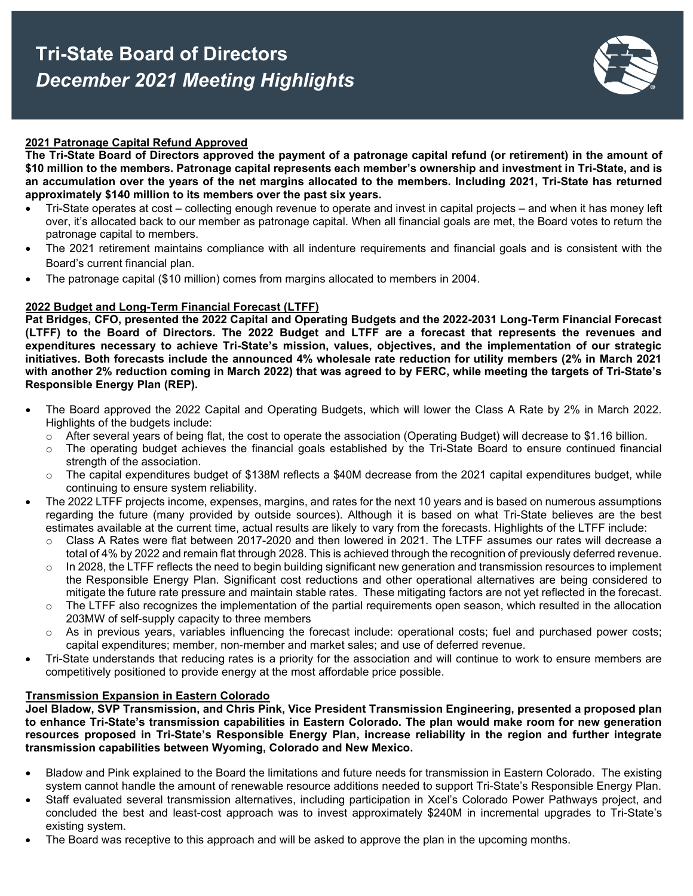# Tri-State Board of Directors
## *December 2021 Meeting Highlights*

### 2021 Patronage Capital Refund Approved

**The Tri-State Board of Directors approved the payment of a patronage capital refund (or retirement) in the amount of $10 million to the members. Patronage capital represents each member's ownership and investment in Tri-State, and is an accumulation over the years of the net margins allocated to the members. Including 2021, Tri-State has returned approximately $140 million to its members over the past six years.**

- Tri-State operates at cost – collecting enough revenue to operate and invest in capital projects – and when it has money left over, it's allocated back to our member as patronage capital. When all financial goals are met, the Board votes to return the patronage capital to members.
- The 2021 retirement maintains compliance with all indenture requirements and financial goals and is consistent with the Board's current financial plan.
- The patronage capital ($10 million) comes from margins allocated to members in 2004.

### 2022 Budget and Long-Term Financial Forecast (LTFF)

**Pat Bridges, CFO, presented the 2022 Capital and Operating Budgets and the 2022-2031 Long-Term Financial Forecast (LTFF) to the Board of Directors. The 2022 Budget and LTFF are a forecast that represents the revenues and expenditures necessary to achieve Tri-State's mission, values, objectives, and the implementation of our strategic initiatives. Both forecasts include the announced 4% wholesale rate reduction for utility members (2% in March 2021 with another 2% reduction coming in March 2022) that was agreed to by FERC, while meeting the targets of Tri-State's Responsible Energy Plan (REP).**

- The Board approved the 2022 Capital and Operating Budgets, which will lower the Class A Rate by 2% in March 2022. Highlights of the budgets include:
  - After several years of being flat, the cost to operate the association (Operating Budget) will decrease to $1.16 billion.
  - The operating budget achieves the financial goals established by the Tri-State Board to ensure continued financial strength of the association.
  - The capital expenditures budget of $138M reflects a $40M decrease from the 2021 capital expenditures budget, while continuing to ensure system reliability.
- The 2022 LTFF projects income, expenses, margins, and rates for the next 10 years and is based on numerous assumptions regarding the future (many provided by outside sources). Although it is based on what Tri-State believes are the best estimates available at the current time, actual results are likely to vary from the forecasts. Highlights of the LTFF include:
  - Class A Rates were flat between 2017-2020 and then lowered in 2021. The LTFF assumes our rates will decrease a total of 4% by 2022 and remain flat through 2028. This is achieved through the recognition of previously deferred revenue.
  - In 2028, the LTFF reflects the need to begin building significant new generation and transmission resources to implement the Responsible Energy Plan. Significant cost reductions and other operational alternatives are being considered to mitigate the future rate pressure and maintain stable rates. These mitigating factors are not yet reflected in the forecast.
  - The LTFF also recognizes the implementation of the partial requirements open season, which resulted in the allocation 203MW of self-supply capacity to three members
  - As in previous years, variables influencing the forecast include: operational costs; fuel and purchased power costs; capital expenditures; member, non-member and market sales; and use of deferred revenue.
- Tri-State understands that reducing rates is a priority for the association and will continue to work to ensure members are competitively positioned to provide energy at the most affordable price possible.

### Transmission Expansion in Eastern Colorado

**Joel Bladow, SVP Transmission, and Chris Pink, Vice President Transmission Engineering, presented a proposed plan to enhance Tri-State's transmission capabilities in Eastern Colorado. The plan would make room for new generation resources proposed in Tri-State's Responsible Energy Plan, increase reliability in the region and further integrate transmission capabilities between Wyoming, Colorado and New Mexico.**

- Bladow and Pink explained to the Board the limitations and future needs for transmission in Eastern Colorado. The existing system cannot handle the amount of renewable resource additions needed to support Tri-State's Responsible Energy Plan.
- Staff evaluated several transmission alternatives, including participation in Xcel's Colorado Power Pathways project, and concluded the best and least-cost approach was to invest approximately $240M in incremental upgrades to Tri-State's existing system.
- The Board was receptive to this approach and will be asked to approve the plan in the upcoming months.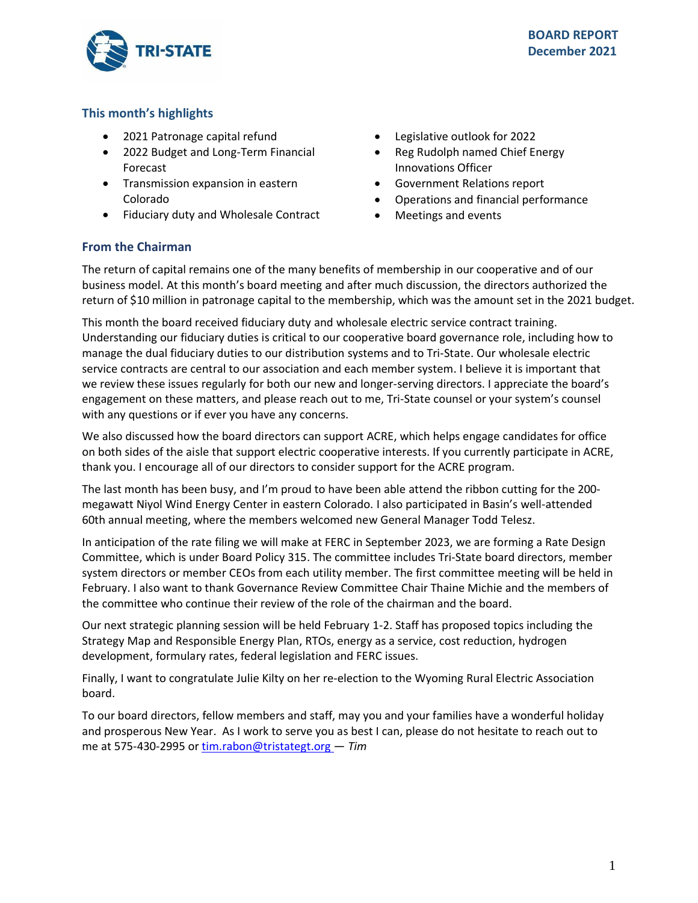**BOARD REPORT**
**December 2021**

## This month's highlights

- 2021 Patronage capital refund
- 2022 Budget and Long-Term Financial Forecast
- Transmission expansion in eastern Colorado
- Fiduciary duty and Wholesale Contract
- Legislative outlook for 2022
- Reg Rudolph named Chief Energy Innovations Officer
- Government Relations report
- Operations and financial performance
- Meetings and events

## From the Chairman

The return of capital remains one of the many benefits of membership in our cooperative and of our business model. At this month's board meeting and after much discussion, the directors authorized the return of $10 million in patronage capital to the membership, which was the amount set in the 2021 budget.

This month the board received fiduciary duty and wholesale electric service contract training. Understanding our fiduciary duties is critical to our cooperative board governance role, including how to manage the dual fiduciary duties to our distribution systems and to Tri-State. Our wholesale electric service contracts are central to our association and each member system. I believe it is important that we review these issues regularly for both our new and longer-serving directors. I appreciate the board's engagement on these matters, and please reach out to me, Tri-State counsel or your system's counsel with any questions or if ever you have any concerns.

We also discussed how the board directors can support ACRE, which helps engage candidates for office on both sides of the aisle that support electric cooperative interests. If you currently participate in ACRE, thank you. I encourage all of our directors to consider support for the ACRE program.

The last month has been busy, and I'm proud to have been able attend the ribbon cutting for the 200-megawatt Niyol Wind Energy Center in eastern Colorado. I also participated in Basin's well-attended 60th annual meeting, where the members welcomed new General Manager Todd Telesz.

In anticipation of the rate filing we will make at FERC in September 2023, we are forming a Rate Design Committee, which is under Board Policy 315. The committee includes Tri-State board directors, member system directors or member CEOs from each utility member. The first committee meeting will be held in February. I also want to thank Governance Review Committee Chair Thaine Michie and the members of the committee who continue their review of the role of the chairman and the board.

Our next strategic planning session will be held February 1-2. Staff has proposed topics including the Strategy Map and Responsible Energy Plan, RTOs, energy as a service, cost reduction, hydrogen development, formulary rates, federal legislation and FERC issues.

Finally, I want to congratulate Julie Kilty on her re-election to the Wyoming Rural Electric Association board.

To our board directors, fellow members and staff, may you and your families have a wonderful holiday and prosperous New Year. As I work to serve you as best I can, please do not hesitate to reach out to me at 575-430-2995 or [tim.rabon@tristategt.org](mailto:tim.rabon@tristategt.org) — *Tim*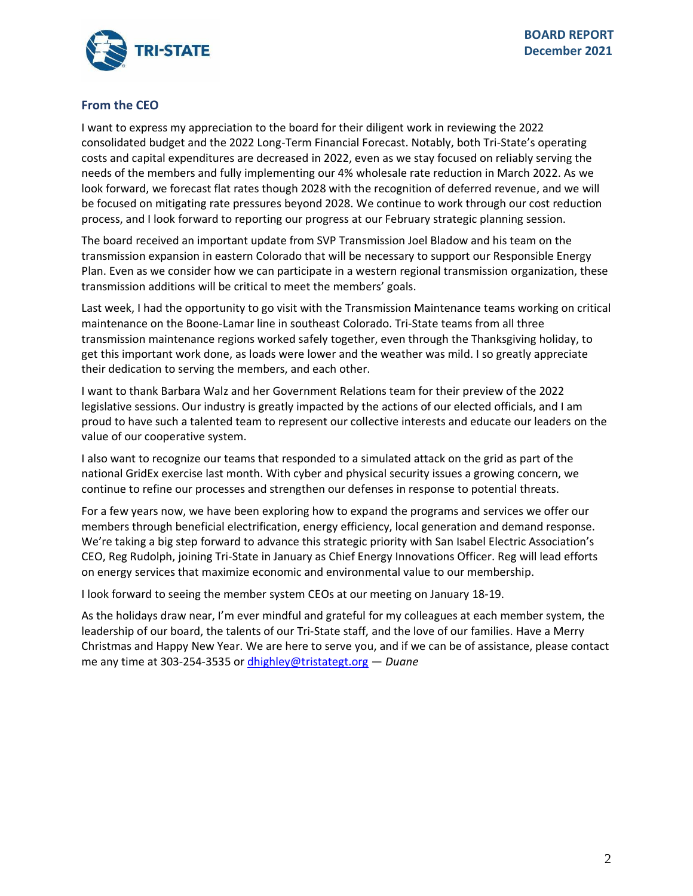## From the CEO

I want to express my appreciation to the board for their diligent work in reviewing the 2022 consolidated budget and the 2022 Long-Term Financial Forecast. Notably, both Tri-State's operating costs and capital expenditures are decreased in 2022, even as we stay focused on reliably serving the needs of the members and fully implementing our 4% wholesale rate reduction in March 2022. As we look forward, we forecast flat rates though 2028 with the recognition of deferred revenue, and we will be focused on mitigating rate pressures beyond 2028. We continue to work through our cost reduction process, and I look forward to reporting our progress at our February strategic planning session.

The board received an important update from SVP Transmission Joel Bladow and his team on the transmission expansion in eastern Colorado that will be necessary to support our Responsible Energy Plan. Even as we consider how we can participate in a western regional transmission organization, these transmission additions will be critical to meet the members' goals.

Last week, I had the opportunity to go visit with the Transmission Maintenance teams working on critical maintenance on the Boone-Lamar line in southeast Colorado. Tri-State teams from all three transmission maintenance regions worked safely together, even through the Thanksgiving holiday, to get this important work done, as loads were lower and the weather was mild. I so greatly appreciate their dedication to serving the members, and each other.

I want to thank Barbara Walz and her Government Relations team for their preview of the 2022 legislative sessions. Our industry is greatly impacted by the actions of our elected officials, and I am proud to have such a talented team to represent our collective interests and educate our leaders on the value of our cooperative system.

I also want to recognize our teams that responded to a simulated attack on the grid as part of the national GridEx exercise last month. With cyber and physical security issues a growing concern, we continue to refine our processes and strengthen our defenses in response to potential threats.

For a few years now, we have been exploring how to expand the programs and services we offer our members through beneficial electrification, energy efficiency, local generation and demand response. We're taking a big step forward to advance this strategic priority with San Isabel Electric Association's CEO, Reg Rudolph, joining Tri-State in January as Chief Energy Innovations Officer. Reg will lead efforts on energy services that maximize economic and environmental value to our membership.

I look forward to seeing the member system CEOs at our meeting on January 18-19.

As the holidays draw near, I'm ever mindful and grateful for my colleagues at each member system, the leadership of our board, the talents of our Tri-State staff, and the love of our families. Have a Merry Christmas and Happy New Year. We are here to serve you, and if we can be of assistance, please contact me any time at 303-254-3535 or dhighley@tristategt.org — *Duane*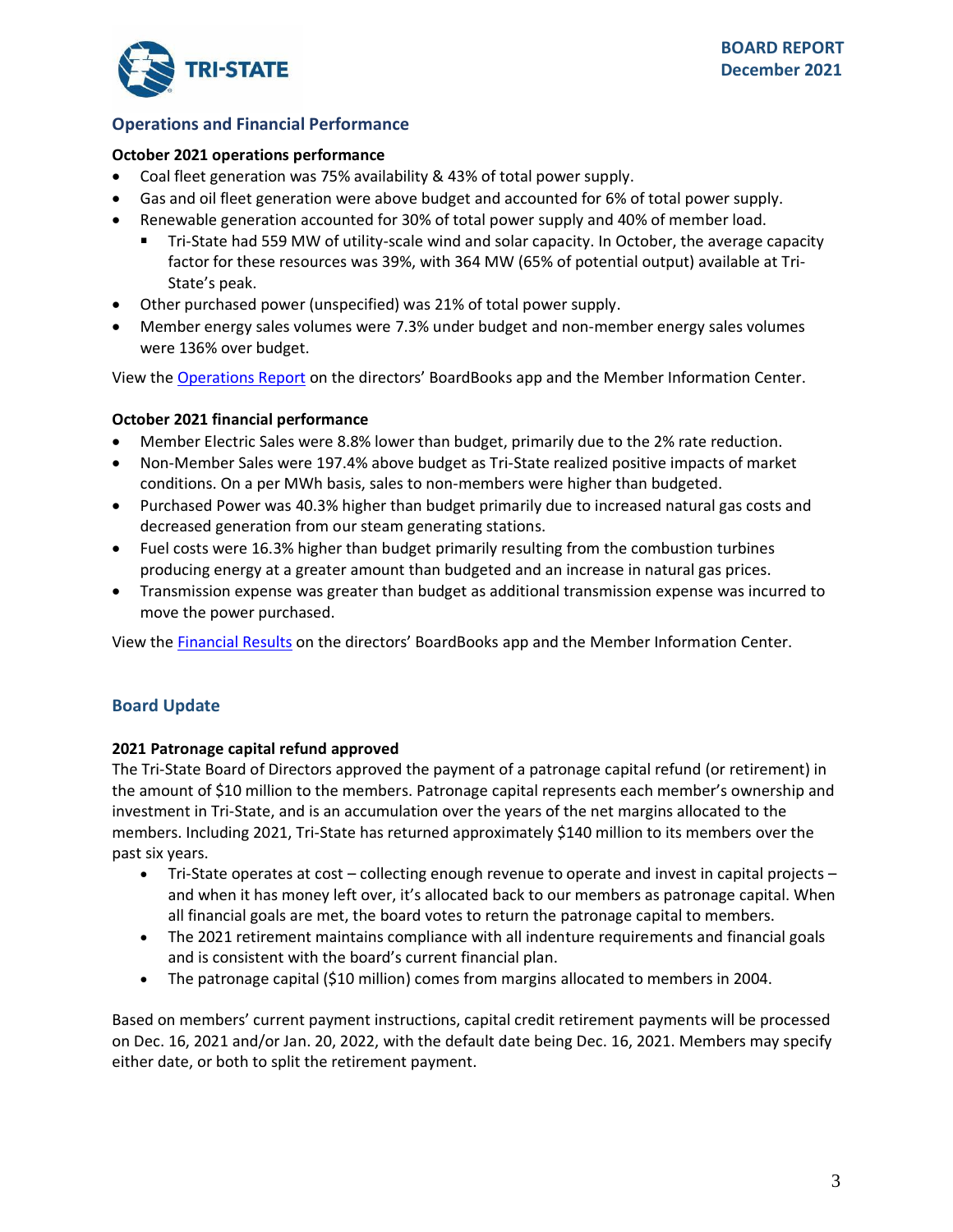## Operations and Financial Performance

**October 2021 operations performance**

- Coal fleet generation was 75% availability & 43% of total power supply.
- Gas and oil fleet generation were above budget and accounted for 6% of total power supply.
- Renewable generation accounted for 30% of total power supply and 40% of member load.
  - Tri-State had 559 MW of utility-scale wind and solar capacity. In October, the average capacity factor for these resources was 39%, with 364 MW (65% of potential output) available at Tri-State's peak.
- Other purchased power (unspecified) was 21% of total power supply.
- Member energy sales volumes were 7.3% under budget and non-member energy sales volumes were 136% over budget.

View the [Operations Report] on the directors' BoardBooks app and the Member Information Center.

**October 2021 financial performance**

- Member Electric Sales were 8.8% lower than budget, primarily due to the 2% rate reduction.
- Non-Member Sales were 197.4% above budget as Tri-State realized positive impacts of market conditions. On a per MWh basis, sales to non-members were higher than budgeted.
- Purchased Power was 40.3% higher than budget primarily due to increased natural gas costs and decreased generation from our steam generating stations.
- Fuel costs were 16.3% higher than budget primarily resulting from the combustion turbines producing energy at a greater amount than budgeted and an increase in natural gas prices.
- Transmission expense was greater than budget as additional transmission expense was incurred to move the power purchased.

View the [Financial Results] on the directors' BoardBooks app and the Member Information Center.

## Board Update

**2021 Patronage capital refund approved**

The Tri-State Board of Directors approved the payment of a patronage capital refund (or retirement) in the amount of $10 million to the members. Patronage capital represents each member's ownership and investment in Tri-State, and is an accumulation over the years of the net margins allocated to the members. Including 2021, Tri-State has returned approximately $140 million to its members over the past six years.

- Tri-State operates at cost – collecting enough revenue to operate and invest in capital projects – and when it has money left over, it's allocated back to our members as patronage capital. When all financial goals are met, the board votes to return the patronage capital to members.
- The 2021 retirement maintains compliance with all indenture requirements and financial goals and is consistent with the board's current financial plan.
- The patronage capital ($10 million) comes from margins allocated to members in 2004.

Based on members' current payment instructions, capital credit retirement payments will be processed on Dec. 16, 2021 and/or Jan. 20, 2022, with the default date being Dec. 16, 2021. Members may specify either date, or both to split the retirement payment.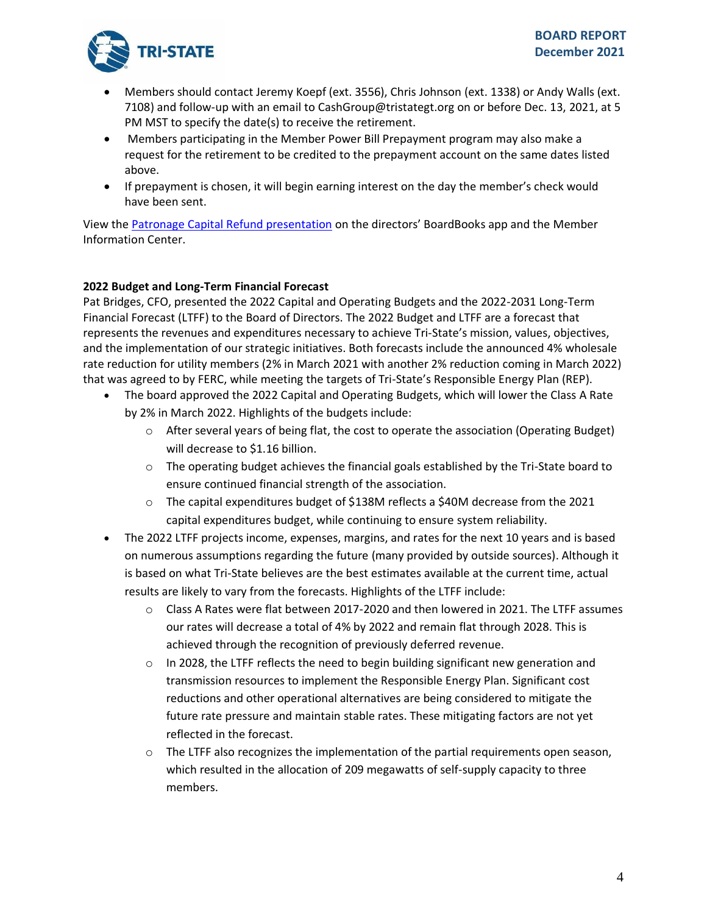- Members should contact Jeremy Koepf (ext. 3556), Chris Johnson (ext. 1338) or Andy Walls (ext. 7108) and follow-up with an email to CashGroup@tristategt.org on or before Dec. 13, 2021, at 5 PM MST to specify the date(s) to receive the retirement.
- Members participating in the Member Power Bill Prepayment program may also make a request for the retirement to be credited to the prepayment account on the same dates listed above.
- If prepayment is chosen, it will begin earning interest on the day the member's check would have been sent.

View the [Patronage Capital Refund presentation] on the directors' BoardBooks app and the Member Information Center.

**2022 Budget and Long-Term Financial Forecast**

Pat Bridges, CFO, presented the 2022 Capital and Operating Budgets and the 2022-2031 Long-Term Financial Forecast (LTFF) to the Board of Directors. The 2022 Budget and LTFF are a forecast that represents the revenues and expenditures necessary to achieve Tri-State's mission, values, objectives, and the implementation of our strategic initiatives. Both forecasts include the announced 4% wholesale rate reduction for utility members (2% in March 2021 with another 2% reduction coming in March 2022) that was agreed to by FERC, while meeting the targets of Tri-State's Responsible Energy Plan (REP).

- The board approved the 2022 Capital and Operating Budgets, which will lower the Class A Rate by 2% in March 2022. Highlights of the budgets include:
  - After several years of being flat, the cost to operate the association (Operating Budget) will decrease to $1.16 billion.
  - The operating budget achieves the financial goals established by the Tri-State board to ensure continued financial strength of the association.
  - The capital expenditures budget of $138M reflects a $40M decrease from the 2021 capital expenditures budget, while continuing to ensure system reliability.
- The 2022 LTFF projects income, expenses, margins, and rates for the next 10 years and is based on numerous assumptions regarding the future (many provided by outside sources). Although it is based on what Tri-State believes are the best estimates available at the current time, actual results are likely to vary from the forecasts. Highlights of the LTFF include:
  - Class A Rates were flat between 2017-2020 and then lowered in 2021. The LTFF assumes our rates will decrease a total of 4% by 2022 and remain flat through 2028. This is achieved through the recognition of previously deferred revenue.
  - In 2028, the LTFF reflects the need to begin building significant new generation and transmission resources to implement the Responsible Energy Plan. Significant cost reductions and other operational alternatives are being considered to mitigate the future rate pressure and maintain stable rates. These mitigating factors are not yet reflected in the forecast.
  - The LTFF also recognizes the implementation of the partial requirements open season, which resulted in the allocation of 209 megawatts of self-supply capacity to three members.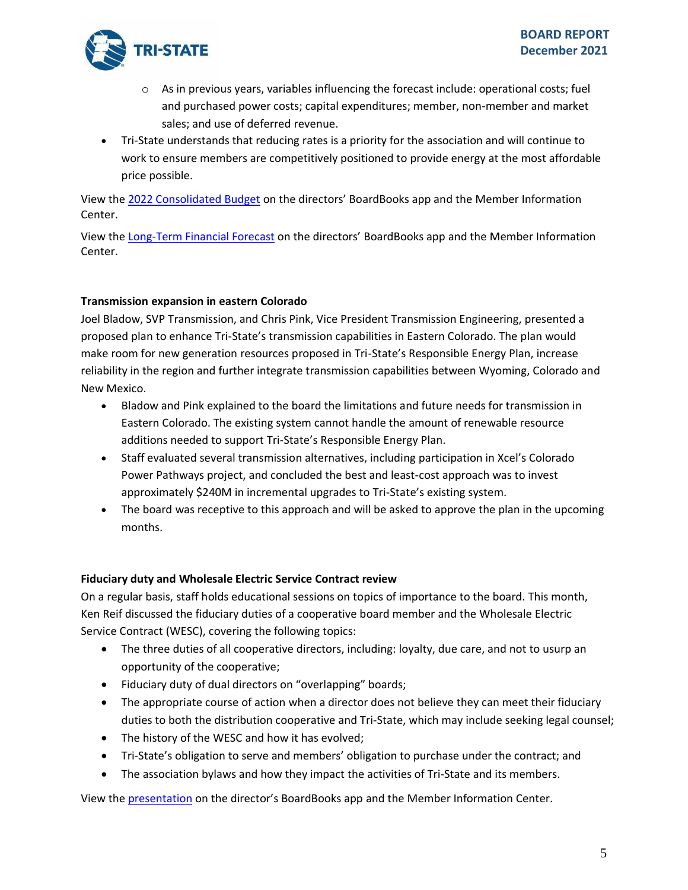- As in previous years, variables influencing the forecast include: operational costs; fuel and purchased power costs; capital expenditures; member, non-member and market sales; and use of deferred revenue.
- Tri-State understands that reducing rates is a priority for the association and will continue to work to ensure members are competitively positioned to provide energy at the most affordable price possible.

View the 2022 Consolidated Budget on the directors' BoardBooks app and the Member Information Center.

View the Long-Term Financial Forecast on the directors' BoardBooks app and the Member Information Center.

**Transmission expansion in eastern Colorado**

Joel Bladow, SVP Transmission, and Chris Pink, Vice President Transmission Engineering, presented a proposed plan to enhance Tri-State's transmission capabilities in Eastern Colorado. The plan would make room for new generation resources proposed in Tri-State's Responsible Energy Plan, increase reliability in the region and further integrate transmission capabilities between Wyoming, Colorado and New Mexico.

- Bladow and Pink explained to the board the limitations and future needs for transmission in Eastern Colorado. The existing system cannot handle the amount of renewable resource additions needed to support Tri-State's Responsible Energy Plan.
- Staff evaluated several transmission alternatives, including participation in Xcel's Colorado Power Pathways project, and concluded the best and least-cost approach was to invest approximately $240M in incremental upgrades to Tri-State's existing system.
- The board was receptive to this approach and will be asked to approve the plan in the upcoming months.

**Fiduciary duty and Wholesale Electric Service Contract review**

On a regular basis, staff holds educational sessions on topics of importance to the board. This month, Ken Reif discussed the fiduciary duties of a cooperative board member and the Wholesale Electric Service Contract (WESC), covering the following topics:

- The three duties of all cooperative directors, including: loyalty, due care, and not to usurp an opportunity of the cooperative;
- Fiduciary duty of dual directors on "overlapping" boards;
- The appropriate course of action when a director does not believe they can meet their fiduciary duties to both the distribution cooperative and Tri-State, which may include seeking legal counsel;
- The history of the WESC and how it has evolved;
- Tri-State's obligation to serve and members' obligation to purchase under the contract; and
- The association bylaws and how they impact the activities of Tri-State and its members.

View the presentation on the director's BoardBooks app and the Member Information Center.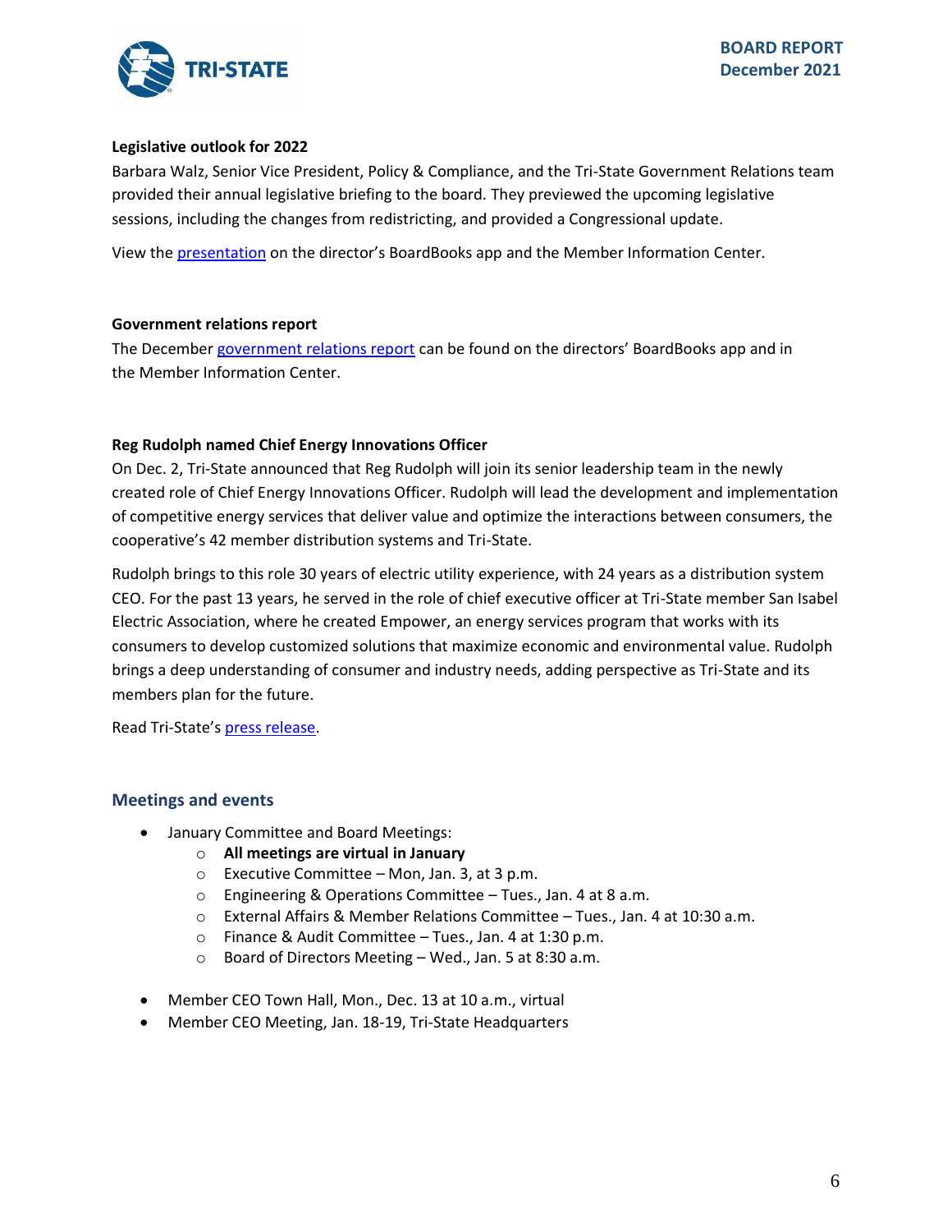### Legislative outlook for 2022

Barbara Walz, Senior Vice President, Policy & Compliance, and the Tri-State Government Relations team provided their annual legislative briefing to the board. They previewed the upcoming legislative sessions, including the changes from redistricting, and provided a Congressional update.

View the presentation on the director's BoardBooks app and the Member Information Center.

### Government relations report

The December government relations report can be found on the directors' BoardBooks app and in the Member Information Center.

### Reg Rudolph named Chief Energy Innovations Officer

On Dec. 2, Tri-State announced that Reg Rudolph will join its senior leadership team in the newly created role of Chief Energy Innovations Officer. Rudolph will lead the development and implementation of competitive energy services that deliver value and optimize the interactions between consumers, the cooperative's 42 member distribution systems and Tri-State.

Rudolph brings to this role 30 years of electric utility experience, with 24 years as a distribution system CEO. For the past 13 years, he served in the role of chief executive officer at Tri-State member San Isabel Electric Association, where he created Empower, an energy services program that works with its consumers to develop customized solutions that maximize economic and environmental value. Rudolph brings a deep understanding of consumer and industry needs, adding perspective as Tri-State and its members plan for the future.

Read Tri-State's press release.

## Meetings and events

- January Committee and Board Meetings:
  - **All meetings are virtual in January**
  - Executive Committee – Mon, Jan. 3, at 3 p.m.
  - Engineering & Operations Committee – Tues., Jan. 4 at 8 a.m.
  - External Affairs & Member Relations Committee – Tues., Jan. 4 at 10:30 a.m.
  - Finance & Audit Committee – Tues., Jan. 4 at 1:30 p.m.
  - Board of Directors Meeting – Wed., Jan. 5 at 8:30 a.m.
- Member CEO Town Hall, Mon., Dec. 13 at 10 a.m., virtual
- Member CEO Meeting, Jan. 18-19, Tri-State Headquarters